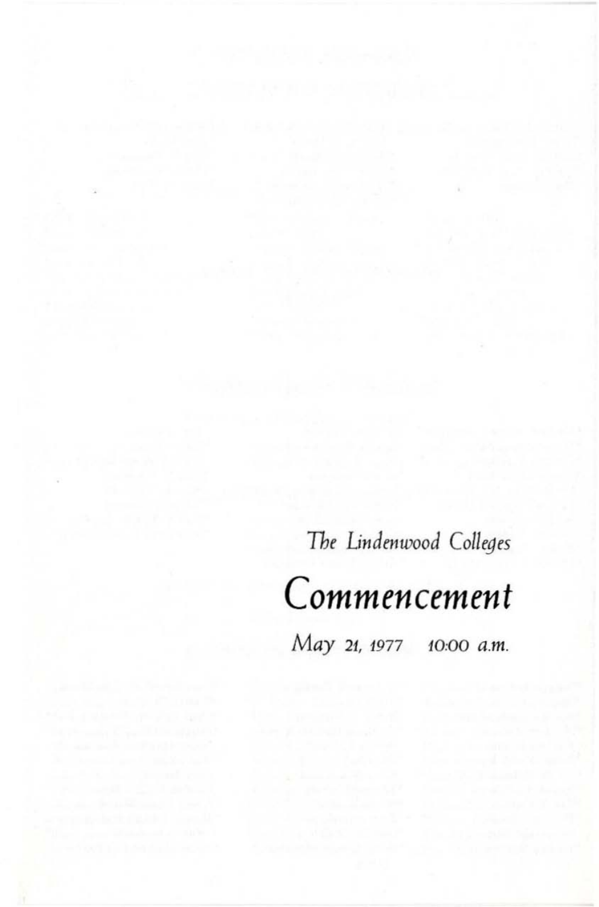*The Lindenwood Colleges*

# Commencement

*May 21, 1977 10:00 a.m.*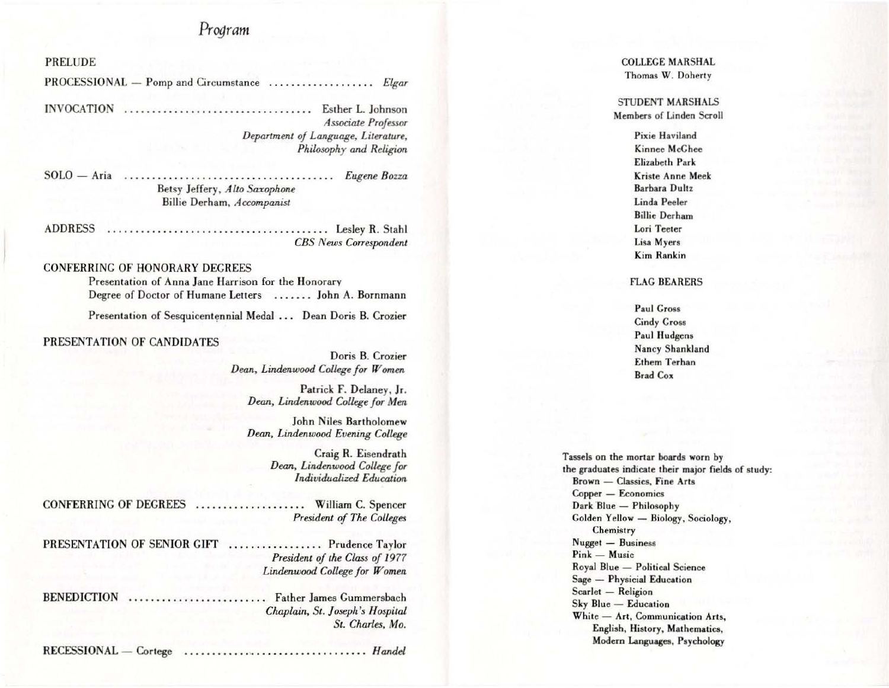# *Program*

PRELUDE

PROCESSIONAL — Pomp and Circumstance .................... *Elgar*

INVOCATION .................................. Esther L. Johnson
*Associate Professor*
*Department of Language, Literature, Philosophy and Religion*

SOLO — Aria ...................................... *Eugene Bozza*
Betsy Jeffery, *Alto Saxophone*
Billie Derham, *Accompanist*

ADDRESS ....................................... Lesley R. Stahl
*CBS News Correspondent*

CONFERRING OF HONORARY DEGREES

Presentation of Anna Jane Harrison for the Honorary Degree of Doctor of Humane Letters ....... John A. Bornmann

Presentation of Sesquicentennial Medal ... Dean Doris B. Crozier

PRESENTATION OF CANDIDATES

Doris B. Crozier
*Dean, Lindenwood College for Women*

Patrick F. Delaney, Jr.
*Dean, Lindenwood College for Men*

John Niles Bartholomew
*Dean, Lindenwood Evening College*

Craig R. Eisendrath
*Dean, Lindenwood College for Individualized Education*

CONFERRING OF DEGREES .................... William C. Spencer
*President of The Colleges*

PRESENTATION OF SENIOR GIFT ................. Prudence Taylor
*President of the Class of 1977*
*Lindenwood College for Women*

BENEDICTION ......................... Father James Gummersbach
*Chaplain, St. Joseph's Hospital*
*St. Charles, Mo.*

RECESSIONAL — Cortege ................................ *Handel*

COLLEGE MARSHAL
Thomas W. Doherty

STUDENT MARSHALS
Members of Linden Scroll

- Pixie Haviland
- Kinnee McGhee
- Elizabeth Park
- Kriste Anne Meek
- Barbara Dultz
- Linda Peeler
- Billie Derham
- Lori Teeter
- Lisa Myers
- Kim Rankin

FLAG BEARERS

- Paul Gross
- Cindy Gross
- Paul Hudgens
- Nancy Shankland
- Ethem Terhan
- Brad Cox

Tassels on the mortar boards worn by the graduates indicate their major fields of study:

- Brown — Classics, Fine Arts
- Copper — Economics
- Dark Blue — Philosophy
- Golden Yellow — Biology, Sociology, Chemistry
- Nugget — Business
- Pink — Music
- Royal Blue — Political Science
- Sage — Physicial Education
- Scarlet — Religion
- Sky Blue — Education
- White — Art, Communication Arts, English, History, Mathematics, Modern Languages, Psychology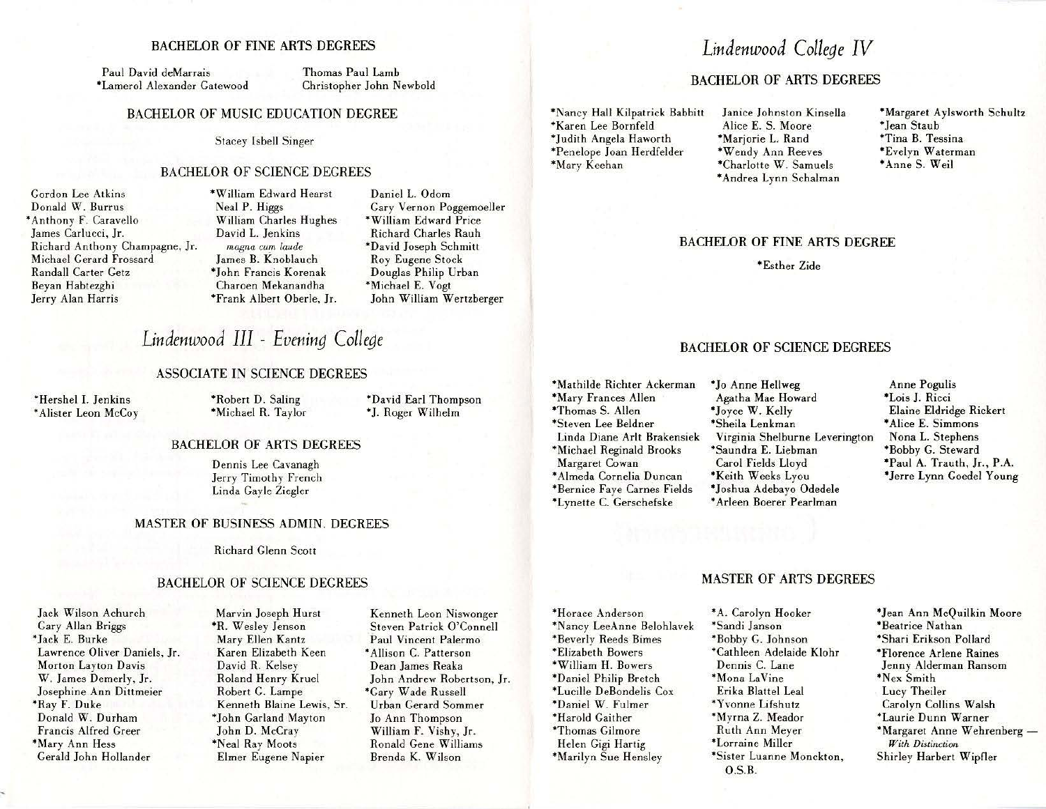### BACHELOR OF FINE ARTS DEGREES

Paul David deMarrais
*Lamerol Alexander Gatewood
Thomas Paul Lamb
Christopher John Newbold

### BACHELOR OF MUSIC EDUCATION DEGREE

Stacey Isbell Singer

### BACHELOR OF SCIENCE DEGREES

Gordon Lee Atkins
Donald W. Burrus
*Anthony F. Caravello
James Carlucci, Jr.
Richard Anthony Champagne, Jr.
Michael Gerard Frossard
Randall Carter Getz
Beyan Habtezghi
Jerry Alan Harris
*William Edward Hearst
Neal P. Higgs
William Charles Hughes
David L. Jenkins
*magna cum laude*
James B. Knoblauch
*John Francis Korenak
Charoen Mekanandha
*Frank Albert Oberle, Jr.
Daniel L. Odom
Gary Vernon Poggemoeller
*William Edward Price
Richard Charles Rauh
*David Joseph Schmitt
Roy Eugene Stock
Douglas Philip Urban
*Michael E. Vogt
John William Wertzberger

## *Lindenwood III - Evening College*

### ASSOCIATE IN SCIENCE DEGREES

*Hershel I. Jenkins
*Alister Leon McCoy
*Robert D. Saling
*Michael R. Taylor
*David Earl Thompson
*J. Roger Wilhelm

### BACHELOR OF ARTS DEGREES

Dennis Lee Cavanagh
Jerry Timothy French
Linda Gayle Ziegler

### MASTER OF BUSINESS ADMIN. DEGREES

Richard Glenn Scott

### BACHELOR OF SCIENCE DEGREES

Jack Wilson Achurch
Gary Allan Briggs
*Jack E. Burke
Lawrence Oliver Daniels, Jr.
Morton Layton Davis
W. James Demerly, Jr.
Josephine Ann Dittmeier
*Ray F. Duke
Donald W. Durham
Francis Alfred Greer
*Mary Ann Hess
Gerald John Hollander
Marvin Joseph Hurst
*R. Wesley Jenson
Mary Ellen Kantz
Karen Elizabeth Keen
David R. Kelsey
Roland Henry Kruel
Robert G. Lampe
Kenneth Blaine Lewis, Sr.
*John Garland Mayton
John D. McCray
*Neal Ray Moots
Elmer Eugene Napier
Kenneth Leon Niswonger
Steven Patrick O'Connell
Paul Vincent Palermo
*Allison C. Patterson
Dean James Reaka
John Andrew Robertson, Jr.
*Gary Wade Russell
Urban Gerard Sommer
Jo Ann Thompson
William F. Vishy, Jr.
Ronald Gene Williams
Brenda K. Wilson

## *Lindenwood College IV*

### BACHELOR OF ARTS DEGREES

*Nancy Hall Kilpatrick Babbitt
*Karen Lee Bornfeld
*Judith Angela Haworth
*Penelope Joan Herdfelder
*Mary Keehan
Janice Johnston Kinsella
Alice E. S. Moore
*Marjorie L. Rand
*Wendy Ann Reeves
*Charlotte W. Samuels
*Andrea Lynn Schalman
*Margaret Aylsworth Schultz
*Jean Staub
*Tina B. Tessina
*Evelyn Waterman
*Anne S. Weil

### BACHELOR OF FINE ARTS DEGREE

*Esther Zide

### BACHELOR OF SCIENCE DEGREES

*Mathilde Richter Ackerman
*Mary Frances Allen
*Thomas S. Allen
*Steven Lee Beldner
Linda Diane Arlt Brakensiek
*Michael Reginald Brooks
Margaret Cowan
*Almeda Cornelia Duncan
*Bernice Faye Carnes Fields
*Lynette C. Gerschefske
*Jo Anne Hellweg
Agatha Mae Howard
*Joyce W. Kelly
*Sheila Lenkman
Virginia Shelburne Leverington
*Saundra E. Liebman
Carol Fields Lloyd
*Keith Weeks Lyou
*Joshua Adebayo Odedele
*Arleen Boerer Pearlman
Anne Pogulis
*Lois J. Ricci
Elaine Eldridge Rickert
*Alice E. Simmons
Nona L. Stephens
*Bobby G. Steward
*Paul A. Trauth, Jr., P.A.
*Jerre Lynn Goedel Young

### MASTER OF ARTS DEGREES

*Horace Anderson
*Nancy LeeAnne Belohlavek
*Beverly Reeds Bimes
*Elizabeth Bowers
*William H. Bowers
*Daniel Philip Bretch
*Lucille DeBondelis Cox
*Daniel W. Fulmer
*Harold Gaither
*Thomas Gilmore
Helen Gigi Hartig
*Marilyn Sue Hensley
*A. Carolyn Hooker
*Sandi Janson
*Bobby G. Johnson
*Cathleen Adelaide Klohr
Dennis C. Lane
*Mona LaVine
Erika Blattel Leal
*Yvonne Lifshutz
*Myrna Z. Meador
Ruth Ann Meyer
*Lorraine Miller
*Sister Luanne Monckton, O.S.B.
*Jean Ann McQuilkin Moore
*Beatrice Nathan
*Shari Erikson Pollard
*Florence Arlene Raines
Jenny Alderman Ransom
*Nex Smith
Lucy Theiler
Carolyn Collins Walsh
*Laurie Dunn Warner
*Margaret Anne Wehrenberg — *With Distinction*
Shirley Harbert Wipfler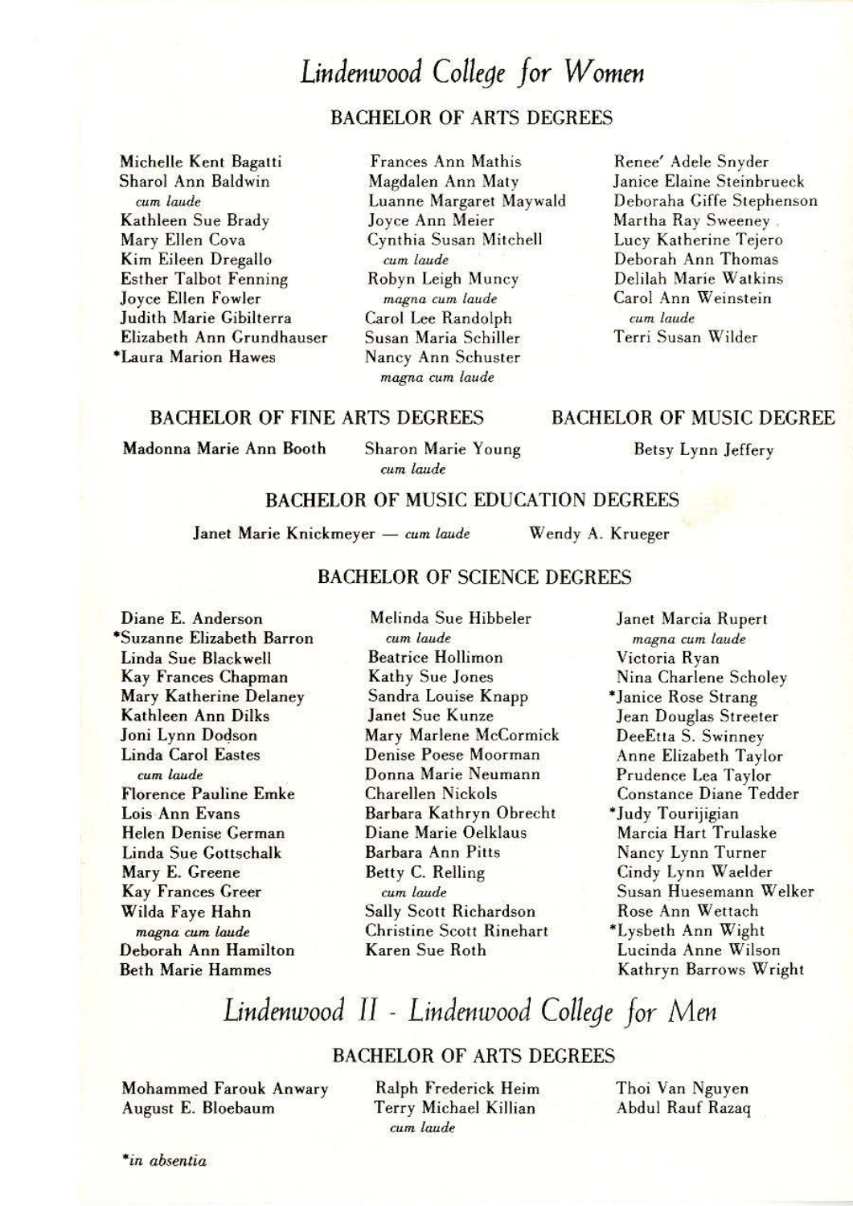# *Lindenwood College for Women*

## BACHELOR OF ARTS DEGREES

Michelle Kent Bagatti
Sharol Ann Baldwin
*cum laude*
Kathleen Sue Brady
Mary Ellen Cova
Kim Eileen Dregallo
Esther Talbot Fenning
Joyce Ellen Fowler
Judith Marie Gibilterra
Elizabeth Ann Grundhauser
*Laura Marion Hawes
Frances Ann Mathis
Magdalen Ann Maty
Luanne Margaret Maywald
Joyce Ann Meier
Cynthia Susan Mitchell
*cum laude*
Robyn Leigh Muncy
*magna cum laude*
Carol Lee Randolph
Susan Maria Schiller
Nancy Ann Schuster
*magna cum laude*
Renee' Adele Snyder
Janice Elaine Steinbrueck
Deboraha Giffe Stephenson
Martha Ray Sweeney
Lucy Katherine Tejero
Deborah Ann Thomas
Delilah Marie Watkins
Carol Ann Weinstein
*cum laude*
Terri Susan Wilder

## BACHELOR OF FINE ARTS DEGREES

Madonna Marie Ann Booth
Sharon Marie Young
*cum laude*

## BACHELOR OF MUSIC DEGREE

Betsy Lynn Jeffery

## BACHELOR OF MUSIC EDUCATION DEGREES

Janet Marie Knickmeyer — *cum laude*
Wendy A. Krueger

## BACHELOR OF SCIENCE DEGREES

Diane E. Anderson
*Suzanne Elizabeth Barron
Linda Sue Blackwell
Kay Frances Chapman
Mary Katherine Delaney
Kathleen Ann Dilks
Joni Lynn Dodson
Linda Carol Eastes
*cum laude*
Florence Pauline Emke
Lois Ann Evans
Helen Denise German
Linda Sue Gottschalk
Mary E. Greene
Kay Frances Greer
Wilda Faye Hahn
*magna cum laude*
Deborah Ann Hamilton
Beth Marie Hammes
Melinda Sue Hibbeler
*cum laude*
Beatrice Hollimon
Kathy Sue Jones
Sandra Louise Knapp
Janet Sue Kunze
Mary Marlene McCormick
Denise Poese Moorman
Donna Marie Neumann
Charellen Nickols
Barbara Kathryn Obrecht
Diane Marie Oelklaus
Barbara Ann Pitts
Betty C. Relling
*cum laude*
Sally Scott Richardson
Christine Scott Rinehart
Karen Sue Roth
Janet Marcia Rupert
*magna cum laude*
Victoria Ryan
Nina Charlene Scholey
*Janice Rose Strang
Jean Douglas Streeter
DeeEtta S. Swinney
Anne Elizabeth Taylor
Prudence Lea Taylor
Constance Diane Tedder
*Judy Tourijigian
Marcia Hart Trulaske
Nancy Lynn Turner
Cindy Lynn Waelder
Susan Huesemann Welker
Rose Ann Wettach
*Lysbeth Ann Wight
Lucinda Anne Wilson
Kathryn Barrows Wright

# *Lindenwood II - Lindenwood College for Men*

## BACHELOR OF ARTS DEGREES

Mohammed Farouk Anwary
August E. Bloebaum
Ralph Frederick Heim
Terry Michael Killian
*cum laude*
Thoi Van Nguyen
Abdul Rauf Razaq

**in absentia*